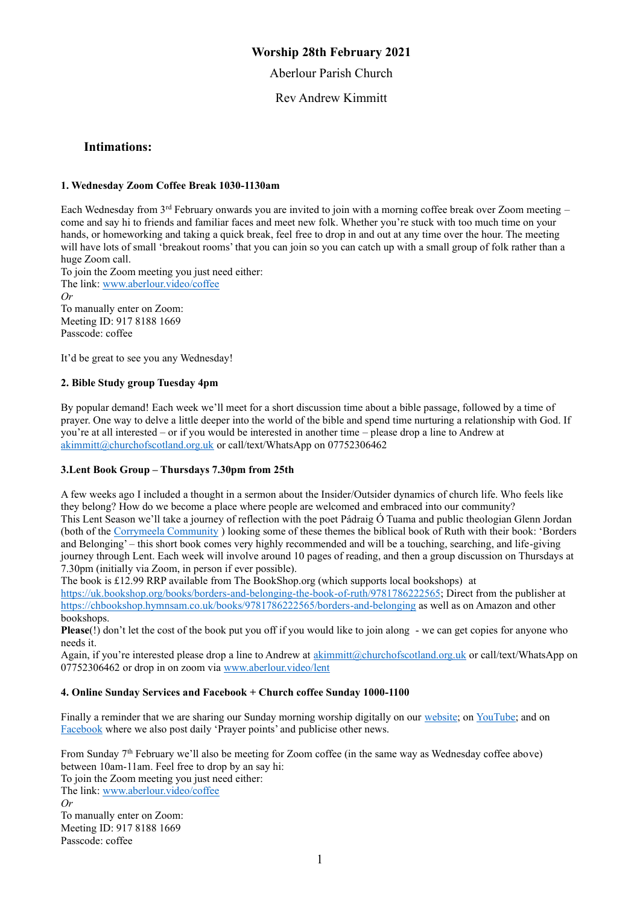# Worship 28th February 2021

Aberlour Parish Church

Rev Andrew Kimmitt

## Intimations:

### 1. Wednesday Zoom Coffee Break 1030-1130am

Each Wednesday from 3rd February onwards you are invited to join with a morning coffee break over Zoom meeting – come and say hi to friends and familiar faces and meet new folk. Whether you're stuck with too much time on your hands, or homeworking and taking a quick break, feel free to drop in and out at any time over the hour. The meeting will have lots of small 'breakout rooms' that you can join so you can catch up with a small group of folk rather than a huge Zoom call.
To join the Zoom meeting you just need either:
The link: www.aberlour.video/coffee
*Or*
To manually enter on Zoom:
Meeting ID: 917 8188 1669
Passcode: coffee

It'd be great to see you any Wednesday!

### 2. Bible Study group Tuesday 4pm

By popular demand! Each week we'll meet for a short discussion time about a bible passage, followed by a time of prayer. One way to delve a little deeper into the world of the bible and spend time nurturing a relationship with God. If you're at all interested – or if you would be interested in another time – please drop a line to Andrew at akimmitt@churchofscotland.org.uk or call/text/WhatsApp on 07752306462

### 3.Lent Book Group – Thursdays 7.30pm from 25th

A few weeks ago I included a thought in a sermon about the Insider/Outsider dynamics of church life. Who feels like they belong? How do we become a place where people are welcomed and embraced into our community?
This Lent Season we'll take a journey of reflection with the poet Pádraig Ó Tuama and public theologian Glenn Jordan (both of the Corrymeela Community ) looking some of these themes the biblical book of Ruth with their book: 'Borders and Belonging' – this short book comes very highly recommended and will be a touching, searching, and life-giving journey through Lent. Each week will involve around 10 pages of reading, and then a group discussion on Thursdays at 7.30pm (initially via Zoom, in person if ever possible).
The book is £12.99 RRP available from The BookShop.org (which supports local bookshops) at https://uk.bookshop.org/books/borders-and-belonging-the-book-of-ruth/9781786222565; Direct from the publisher at https://chbookshop.hymnsam.co.uk/books/9781786222565/borders-and-belonging as well as on Amazon and other bookshops.
**Please**(!) don't let the cost of the book put you off if you would like to join along - we can get copies for anyone who needs it.
Again, if you're interested please drop a line to Andrew at akimmitt@churchofscotland.org.uk or call/text/WhatsApp on 07752306462 or drop in on zoom via www.aberlour.video/lent

### 4. Online Sunday Services and Facebook + Church coffee Sunday 1000-1100

Finally a reminder that we are sharing our Sunday morning worship digitally on our website; on YouTube; and on Facebook where we also post daily 'Prayer points' and publicise other news.

From Sunday 7th February we'll also be meeting for Zoom coffee (in the same way as Wednesday coffee above) between 10am-11am. Feel free to drop by an say hi:
To join the Zoom meeting you just need either:
The link: www.aberlour.video/coffee
*Or*
To manually enter on Zoom:
Meeting ID: 917 8188 1669
Passcode: coffee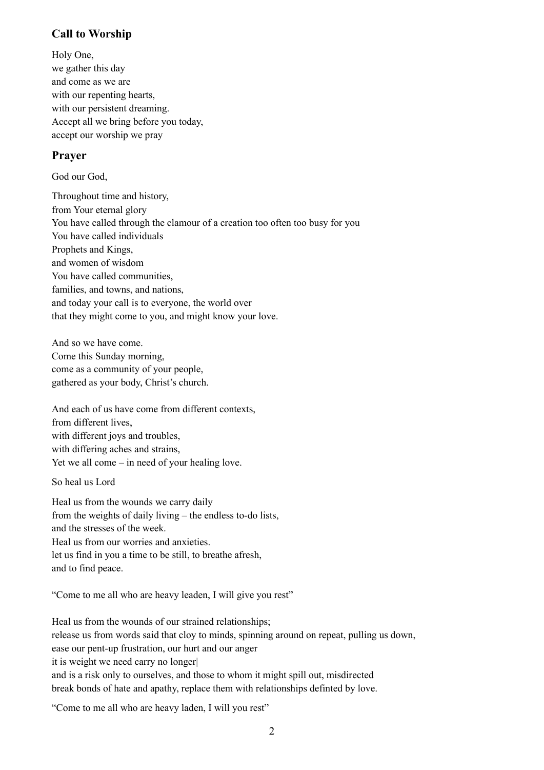## Call to Worship

Holy One,  
we gather this day  
and come as we are  
with our repenting hearts,  
with our persistent dreaming.  
Accept all we bring before you today,  
accept our worship we pray

## Prayer

God our God,

Throughout time and history,  
from Your eternal glory  
You have called through the clamour of a creation too often too busy for you  
You have called individuals  
Prophets and Kings,  
and women of wisdom  
You have called communities,  
families, and towns, and nations,  
and today your call is to everyone, the world over  
that they might come to you, and might know your love.

And so we have come.  
Come this Sunday morning,  
come as a community of your people,  
gathered as your body, Christ's church.

And each of us have come from different contexts,  
from different lives,  
with different joys and troubles,  
with differing aches and strains,  
Yet we all come – in need of your healing love.

So heal us Lord

Heal us from the wounds we carry daily  
from the weights of daily living – the endless to-do lists,  
and the stresses of the week.  
Heal us from our worries and anxieties.  
let us find in you a time to be still, to breathe afresh,  
and to find peace.

"Come to me all who are heavy leaden, I will give you rest"

Heal us from the wounds of our strained relationships;  
release us from words said that cloy to minds, spinning around on repeat, pulling us down,  
ease our pent-up frustration, our hurt and our anger  
it is weight we need carry no longer|  
and is a risk only to ourselves, and those to whom it might spill out, misdirected  
break bonds of hate and apathy, replace them with relationships defined by love.

"Come to me all who are heavy laden, I will you rest"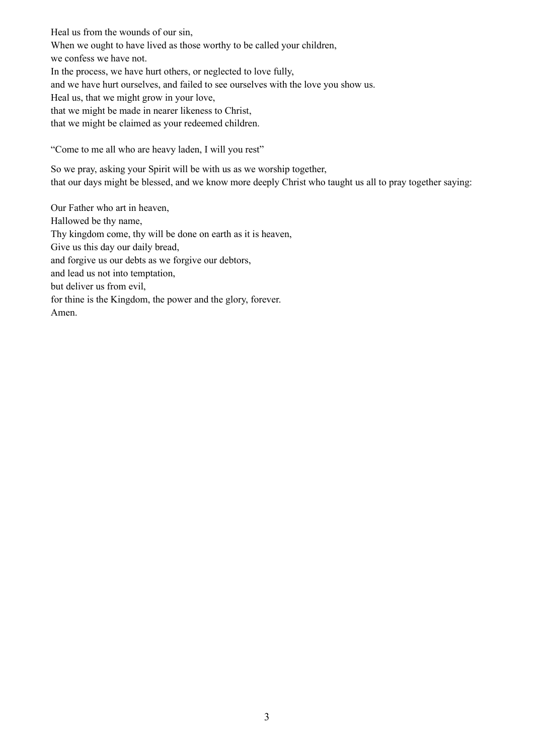Heal us from the wounds of our sin,  
When we ought to have lived as those worthy to be called your children,  
we confess we have not.  
In the process, we have hurt others, or neglected to love fully,  
and we have hurt ourselves, and failed to see ourselves with the love you show us.  
Heal us, that we might grow in your love,  
that we might be made in nearer likeness to Christ,  
that we might be claimed as your redeemed children.

"Come to me all who are heavy laden, I will you rest"

So we pray, asking your Spirit will be with us as we worship together,  
that our days might be blessed, and we know more deeply Christ who taught us all to pray together saying:

Our Father who art in heaven,  
Hallowed be thy name,  
Thy kingdom come, thy will be done on earth as it is heaven,  
Give us this day our daily bread,  
and forgive us our debts as we forgive our debtors,  
and lead us not into temptation,  
but deliver us from evil,  
for thine is the Kingdom, the power and the glory, forever.  
Amen.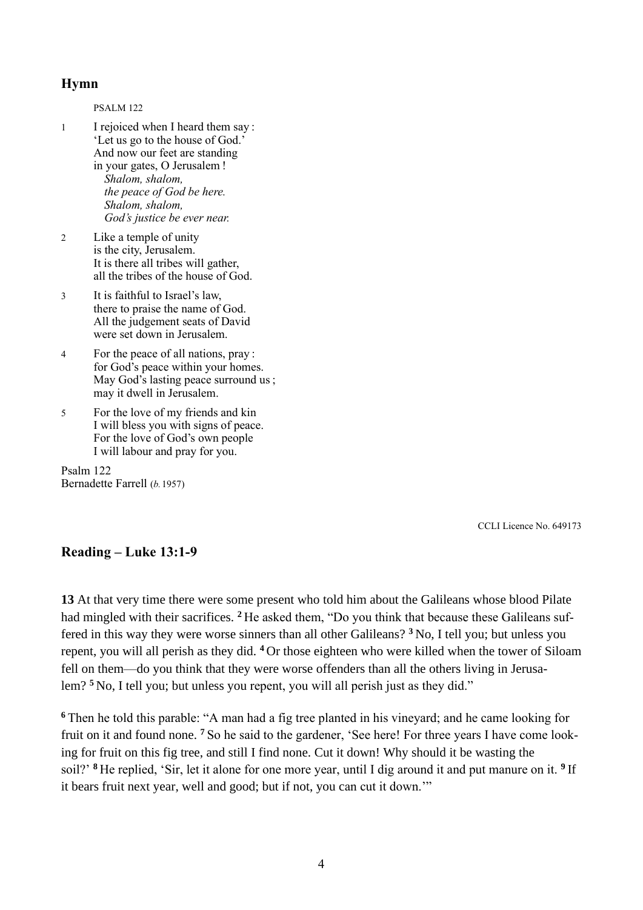## Hymn

PSALM 122

1 I rejoiced when I heard them say :
'Let us go to the house of God.'
And now our feet are standing
in your gates, O Jerusalem !
*Shalom, shalom,*
*the peace of God be here.*
*Shalom, shalom,*
*God's justice be ever near.*

2 Like a temple of unity
is the city, Jerusalem.
It is there all tribes will gather,
all the tribes of the house of God.

3 It is faithful to Israel's law,
there to praise the name of God.
All the judgement seats of David
were set down in Jerusalem.

4 For the peace of all nations, pray :
for God's peace within your homes.
May God's lasting peace surround us ;
may it dwell in Jerusalem.

5 For the love of my friends and kin
I will bless you with signs of peace.
For the love of God's own people
I will labour and pray for you.

Psalm 122
Bernadette Farrell (*b.* 1957)

CCLI Licence No. 649173

## Reading – Luke 13:1-9

**13** At that very time there were some present who told him about the Galileans whose blood Pilate had mingled with their sacrifices. **2** He asked them, "Do you think that because these Galileans suffered in this way they were worse sinners than all other Galileans? **3** No, I tell you; but unless you repent, you will all perish as they did. **4** Or those eighteen who were killed when the tower of Siloam fell on them—do you think that they were worse offenders than all the others living in Jerusalem? **5** No, I tell you; but unless you repent, you will all perish just as they did."

**6** Then he told this parable: "A man had a fig tree planted in his vineyard; and he came looking for fruit on it and found none. **7** So he said to the gardener, 'See here! For three years I have come looking for fruit on this fig tree, and still I find none. Cut it down! Why should it be wasting the soil?' **8** He replied, 'Sir, let it alone for one more year, until I dig around it and put manure on it. **9** If it bears fruit next year, well and good; but if not, you can cut it down.'"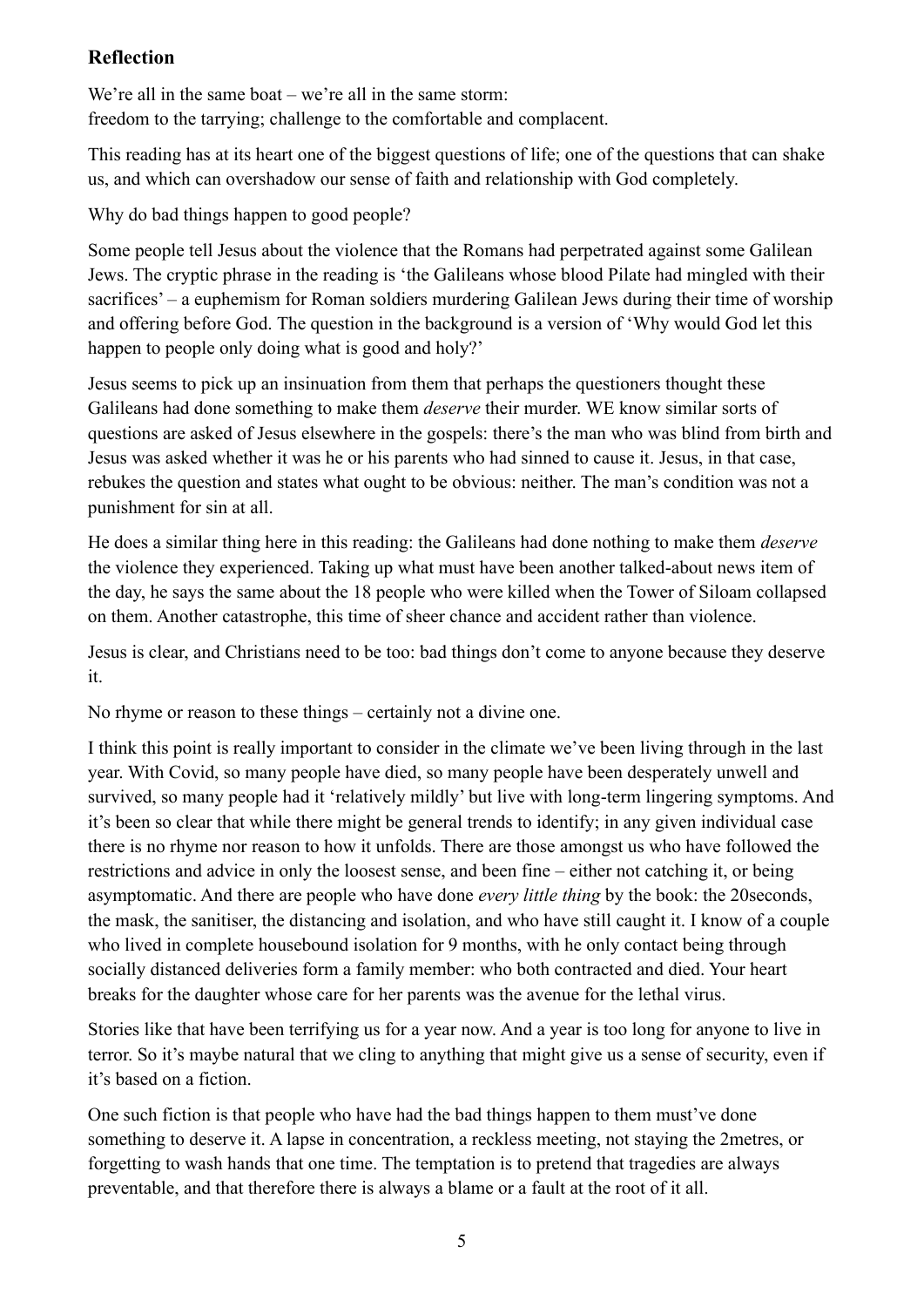## Reflection

We're all in the same boat – we're all in the same storm:
freedom to the tarrying; challenge to the comfortable and complacent.

This reading has at its heart one of the biggest questions of life; one of the questions that can shake us, and which can overshadow our sense of faith and relationship with God completely.

Why do bad things happen to good people?

Some people tell Jesus about the violence that the Romans had perpetrated against some Galilean Jews. The cryptic phrase in the reading is 'the Galileans whose blood Pilate had mingled with their sacrifices' – a euphemism for Roman soldiers murdering Galilean Jews during their time of worship and offering before God. The question in the background is a version of 'Why would God let this happen to people only doing what is good and holy?'

Jesus seems to pick up an insinuation from them that perhaps the questioners thought these Galileans had done something to make them *deserve* their murder. WE know similar sorts of questions are asked of Jesus elsewhere in the gospels: there's the man who was blind from birth and Jesus was asked whether it was he or his parents who had sinned to cause it. Jesus, in that case, rebukes the question and states what ought to be obvious: neither. The man's condition was not a punishment for sin at all.

He does a similar thing here in this reading: the Galileans had done nothing to make them *deserve* the violence they experienced. Taking up what must have been another talked-about news item of the day, he says the same about the 18 people who were killed when the Tower of Siloam collapsed on them. Another catastrophe, this time of sheer chance and accident rather than violence.

Jesus is clear, and Christians need to be too: bad things don't come to anyone because they deserve it.

No rhyme or reason to these things – certainly not a divine one.

I think this point is really important to consider in the climate we've been living through in the last year. With Covid, so many people have died, so many people have been desperately unwell and survived, so many people had it 'relatively mildly' but live with long-term lingering symptoms. And it's been so clear that while there might be general trends to identify; in any given individual case there is no rhyme nor reason to how it unfolds. There are those amongst us who have followed the restrictions and advice in only the loosest sense, and been fine – either not catching it, or being asymptomatic. And there are people who have done *every little thing* by the book: the 20seconds, the mask, the sanitiser, the distancing and isolation, and who have still caught it. I know of a couple who lived in complete housebound isolation for 9 months, with he only contact being through socially distanced deliveries form a family member: who both contracted and died. Your heart breaks for the daughter whose care for her parents was the avenue for the lethal virus.

Stories like that have been terrifying us for a year now. And a year is too long for anyone to live in terror. So it's maybe natural that we cling to anything that might give us a sense of security, even if it's based on a fiction.

One such fiction is that people who have had the bad things happen to them must've done something to deserve it. A lapse in concentration, a reckless meeting, not staying the 2metres, or forgetting to wash hands that one time. The temptation is to pretend that tragedies are always preventable, and that therefore there is always a blame or a fault at the root of it all.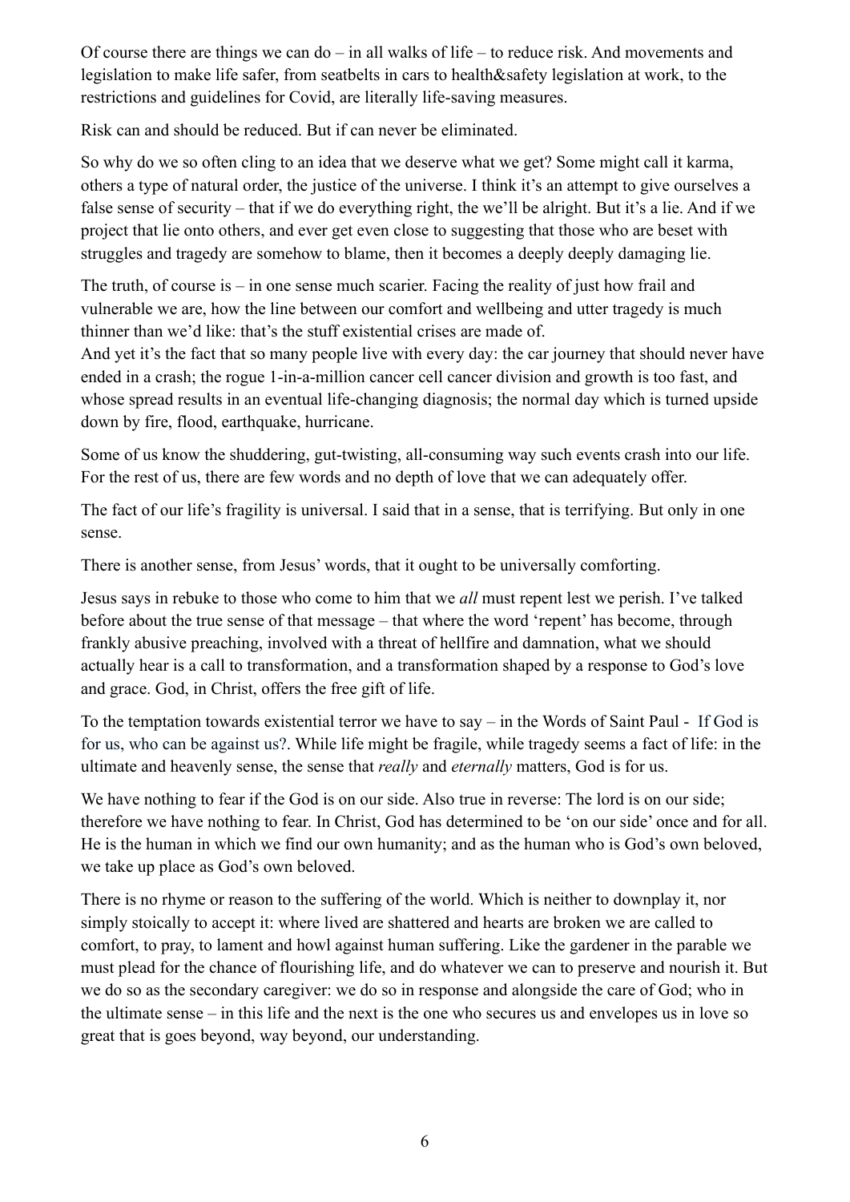Of course there are things we can do – in all walks of life – to reduce risk. And movements and legislation to make life safer, from seatbelts in cars to health&safety legislation at work, to the restrictions and guidelines for Covid, are literally life-saving measures.

Risk can and should be reduced. But if can never be eliminated.

So why do we so often cling to an idea that we deserve what we get? Some might call it karma, others a type of natural order, the justice of the universe. I think it's an attempt to give ourselves a false sense of security – that if we do everything right, the we'll be alright. But it's a lie. And if we project that lie onto others, and ever get even close to suggesting that those who are beset with struggles and tragedy are somehow to blame, then it becomes a deeply deeply damaging lie.

The truth, of course is – in one sense much scarier. Facing the reality of just how frail and vulnerable we are, how the line between our comfort and wellbeing and utter tragedy is much thinner than we'd like: that's the stuff existential crises are made of.
And yet it's the fact that so many people live with every day: the car journey that should never have ended in a crash; the rogue 1-in-a-million cancer cell cancer division and growth is too fast, and whose spread results in an eventual life-changing diagnosis; the normal day which is turned upside down by fire, flood, earthquake, hurricane.

Some of us know the shuddering, gut-twisting, all-consuming way such events crash into our life. For the rest of us, there are few words and no depth of love that we can adequately offer.

The fact of our life's fragility is universal. I said that in a sense, that is terrifying. But only in one sense.

There is another sense, from Jesus' words, that it ought to be universally comforting.

Jesus says in rebuke to those who come to him that we *all* must repent lest we perish. I've talked before about the true sense of that message – that where the word 'repent' has become, through frankly abusive preaching, involved with a threat of hellfire and damnation, what we should actually hear is a call to transformation, and a transformation shaped by a response to God's love and grace. God, in Christ, offers the free gift of life.

To the temptation towards existential terror we have to say – in the Words of Saint Paul - If God is for us, who can be against us?. While life might be fragile, while tragedy seems a fact of life: in the ultimate and heavenly sense, the sense that *really* and *eternally* matters, God is for us.

We have nothing to fear if the God is on our side. Also true in reverse: The lord is on our side; therefore we have nothing to fear. In Christ, God has determined to be 'on our side' once and for all. He is the human in which we find our own humanity; and as the human who is God's own beloved, we take up place as God's own beloved.

There is no rhyme or reason to the suffering of the world. Which is neither to downplay it, nor simply stoically to accept it: where lived are shattered and hearts are broken we are called to comfort, to pray, to lament and howl against human suffering. Like the gardener in the parable we must plead for the chance of flourishing life, and do whatever we can to preserve and nourish it. But we do so as the secondary caregiver: we do so in response and alongside the care of God; who in the ultimate sense – in this life and the next is the one who secures us and envelopes us in love so great that is goes beyond, way beyond, our understanding.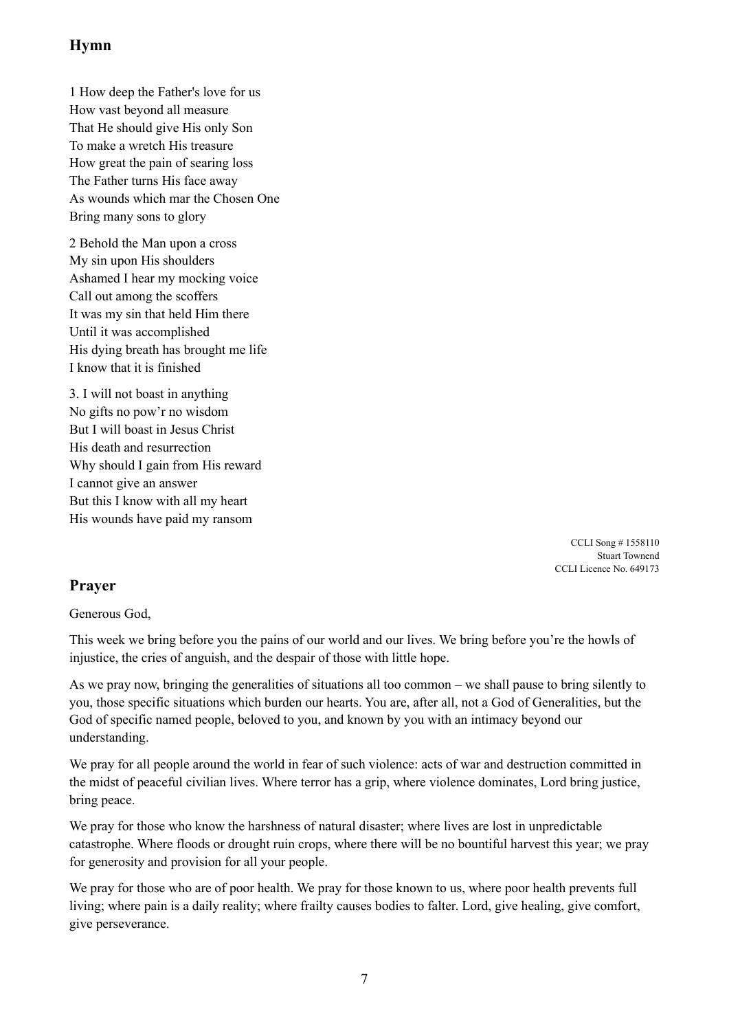## Hymn

1 How deep the Father's love for us  
How vast beyond all measure  
That He should give His only Son  
To make a wretch His treasure  
How great the pain of searing loss  
The Father turns His face away  
As wounds which mar the Chosen One  
Bring many sons to glory

2 Behold the Man upon a cross  
My sin upon His shoulders  
Ashamed I hear my mocking voice  
Call out among the scoffers  
It was my sin that held Him there  
Until it was accomplished  
His dying breath has brought me life  
I know that it is finished

3. I will not boast in anything  
No gifts no pow'r no wisdom  
But I will boast in Jesus Christ  
His death and resurrection  
Why should I gain from His reward  
I cannot give an answer  
But this I know with all my heart  
His wounds have paid my ransom

CCLI Song # 1558110  
Stuart Townend  
CCLI Licence No. 649173

## Prayer

Generous God,

This week we bring before you the pains of our world and our lives. We bring before you're the howls of injustice, the cries of anguish, and the despair of those with little hope.

As we pray now, bringing the generalities of situations all too common – we shall pause to bring silently to you, those specific situations which burden our hearts. You are, after all, not a God of Generalities, but the God of specific named people, beloved to you, and known by you with an intimacy beyond our understanding.

We pray for all people around the world in fear of such violence: acts of war and destruction committed in the midst of peaceful civilian lives. Where terror has a grip, where violence dominates, Lord bring justice, bring peace.

We pray for those who know the harshness of natural disaster; where lives are lost in unpredictable catastrophe. Where floods or drought ruin crops, where there will be no bountiful harvest this year; we pray for generosity and provision for all your people.

We pray for those who are of poor health. We pray for those known to us, where poor health prevents full living; where pain is a daily reality; where frailty causes bodies to falter. Lord, give healing, give comfort, give perseverance.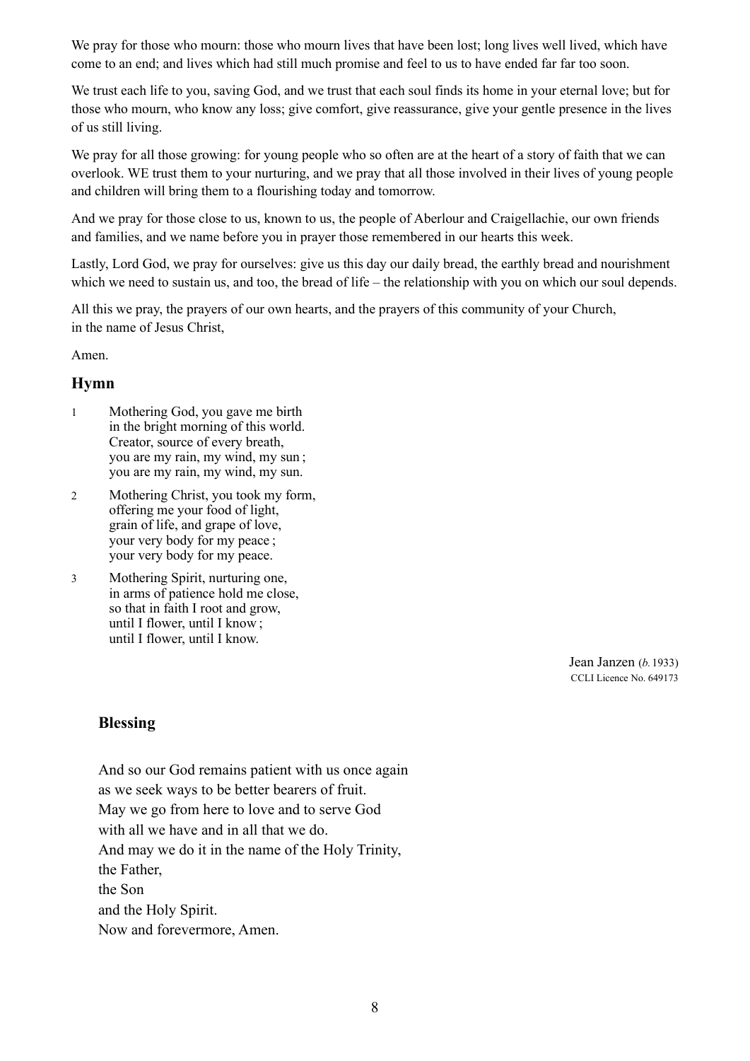We pray for those who mourn: those who mourn lives that have been lost; long lives well lived, which have come to an end; and lives which had still much promise and feel to us to have ended far far too soon.

We trust each life to you, saving God, and we trust that each soul finds its home in your eternal love; but for those who mourn, who know any loss; give comfort, give reassurance, give your gentle presence in the lives of us still living.

We pray for all those growing: for young people who so often are at the heart of a story of faith that we can overlook. WE trust them to your nurturing, and we pray that all those involved in their lives of young people and children will bring them to a flourishing today and tomorrow.

And we pray for those close to us, known to us, the people of Aberlour and Craigellachie, our own friends and families, and we name before you in prayer those remembered in our hearts this week.

Lastly, Lord God, we pray for ourselves: give us this day our daily bread, the earthly bread and nourishment which we need to sustain us, and too, the bread of life – the relationship with you on which our soul depends.

All this we pray, the prayers of our own hearts, and the prayers of this community of your Church,
in the name of Jesus Christ,

Amen.

## Hymn

1. Mothering God, you gave me birth
   in the bright morning of this world.
   Creator, source of every breath,
   you are my rain, my wind, my sun ;
   you are my rain, my wind, my sun.

2. Mothering Christ, you took my form,
   offering me your food of light,
   grain of life, and grape of love,
   your very body for my peace ;
   your very body for my peace.

3. Mothering Spirit, nurturing one,
   in arms of patience hold me close,
   so that in faith I root and grow,
   until I flower, until I know ;
   until I flower, until I know.

Jean Janzen (*b.* 1933)
CCLI Licence No. 649173

## Blessing

And so our God remains patient with us once again
as we seek ways to be better bearers of fruit.
May we go from here to love and to serve God
with all we have and in all that we do.
And may we do it in the name of the Holy Trinity,
the Father,
the Son
and the Holy Spirit.
Now and forevermore, Amen.